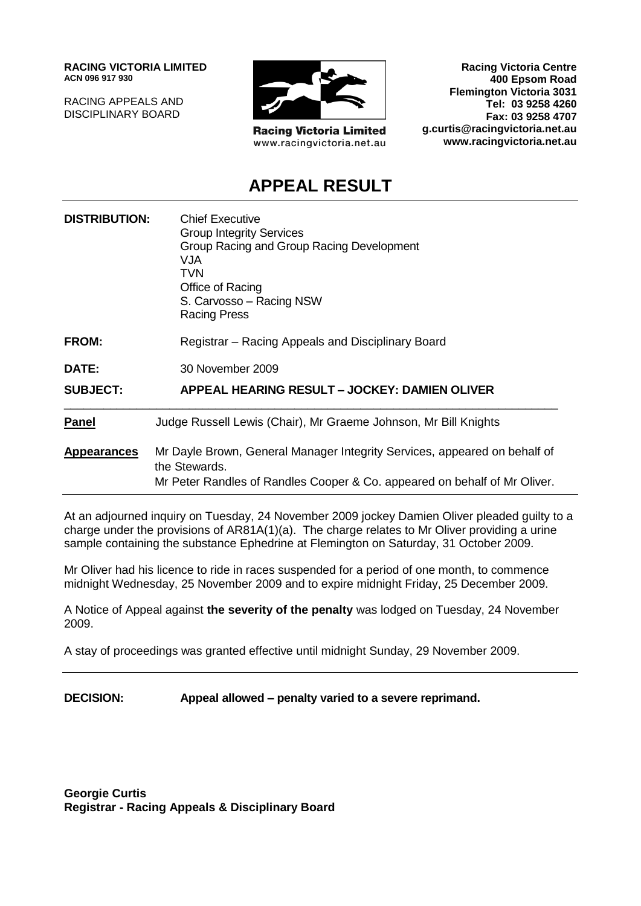**RACING VICTORIA LIMITED**
**ACN 096 917 930**

RACING APPEALS AND
DISCIPLINARY BOARD

**Racing Victoria Limited**
www.racingvictoria.net.au

**Racing Victoria Centre**
**400 Epsom Road**
**Flemington Victoria 3031**
**Tel: 03 9258 4260**
**Fax: 03 9258 4707**
**g.curtis@racingvictoria.net.au**
**www.racingvictoria.net.au**

# APPEAL RESULT

| | |
|---|---|
| **DISTRIBUTION:** | Chief Executive<br>Group Integrity Services<br>Group Racing and Group Racing Development<br>VJA<br>TVN<br>Office of Racing<br>S. Carvosso – Racing NSW<br>Racing Press |
| **FROM:** | Registrar – Racing Appeals and Disciplinary Board |
| **DATE:** | 30 November 2009 |
| **SUBJECT:** | **APPEAL HEARING RESULT – JOCKEY: DAMIEN OLIVER** |

| | |
|---|---|
| **Panel** | Judge Russell Lewis (Chair), Mr Graeme Johnson, Mr Bill Knights |
| **Appearances** | Mr Dayle Brown, General Manager Integrity Services, appeared on behalf of the Stewards.<br>Mr Peter Randles of Randles Cooper & Co. appeared on behalf of Mr Oliver. |

At an adjourned inquiry on Tuesday, 24 November 2009 jockey Damien Oliver pleaded guilty to a charge under the provisions of AR81A(1)(a). The charge relates to Mr Oliver providing a urine sample containing the substance Ephedrine at Flemington on Saturday, 31 October 2009.

Mr Oliver had his licence to ride in races suspended for a period of one month, to commence midnight Wednesday, 25 November 2009 and to expire midnight Friday, 25 December 2009.

A Notice of Appeal against **the severity of the penalty** was lodged on Tuesday, 24 November 2009.

A stay of proceedings was granted effective until midnight Sunday, 29 November 2009.

**DECISION: Appeal allowed – penalty varied to a severe reprimand.**

**Georgie Curtis**
**Registrar - Racing Appeals & Disciplinary Board**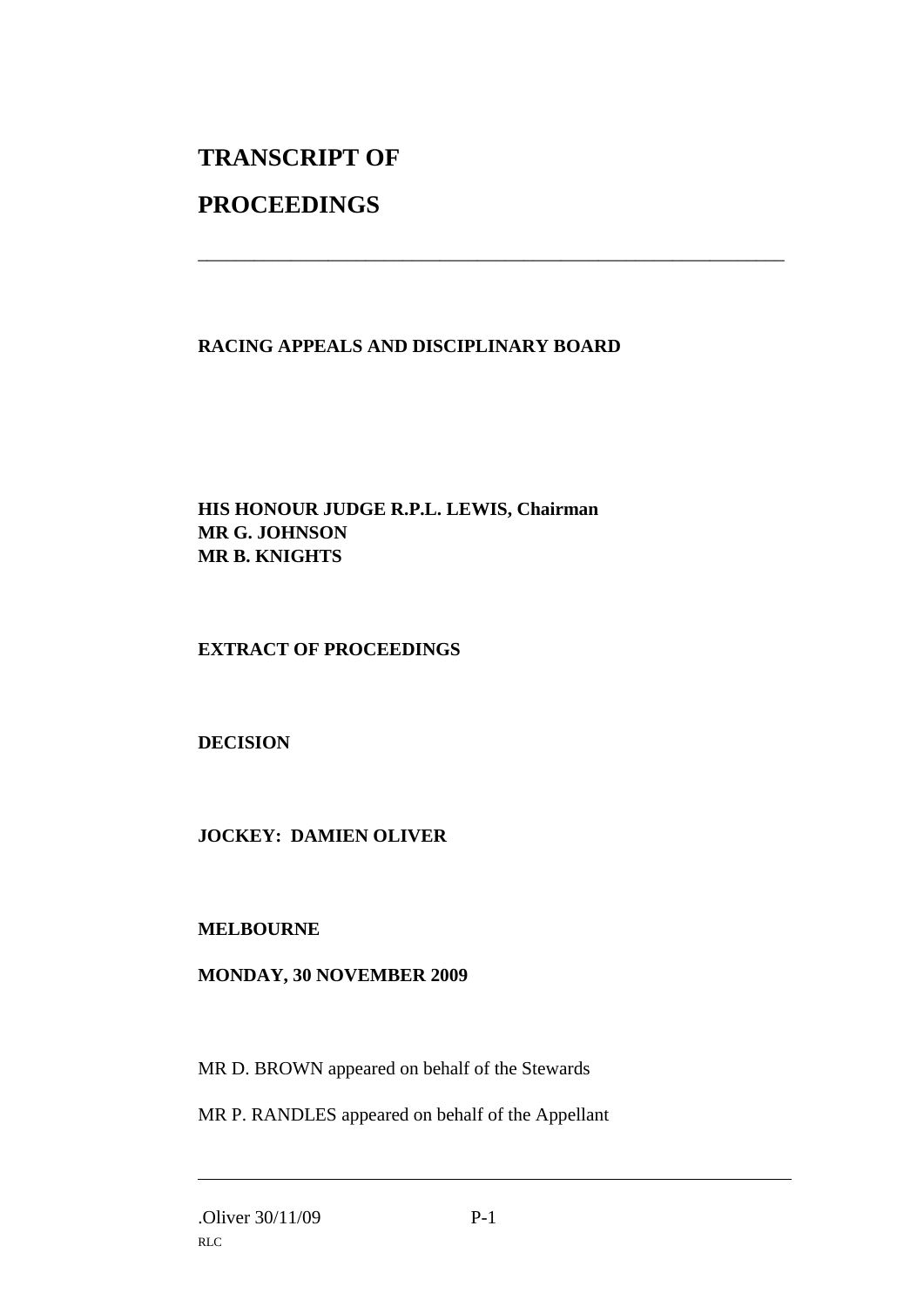# TRANSCRIPT OF

# PROCEEDINGS

---

**RACING APPEALS AND DISCIPLINARY BOARD**

**HIS HONOUR JUDGE R.P.L. LEWIS, Chairman**
**MR G. JOHNSON**
**MR B. KNIGHTS**

**EXTRACT OF PROCEEDINGS**

**DECISION**

**JOCKEY: DAMIEN OLIVER**

**MELBOURNE**

**MONDAY, 30 NOVEMBER 2009**

MR D. BROWN appeared on behalf of the Stewards

MR P. RANDLES appeared on behalf of the Appellant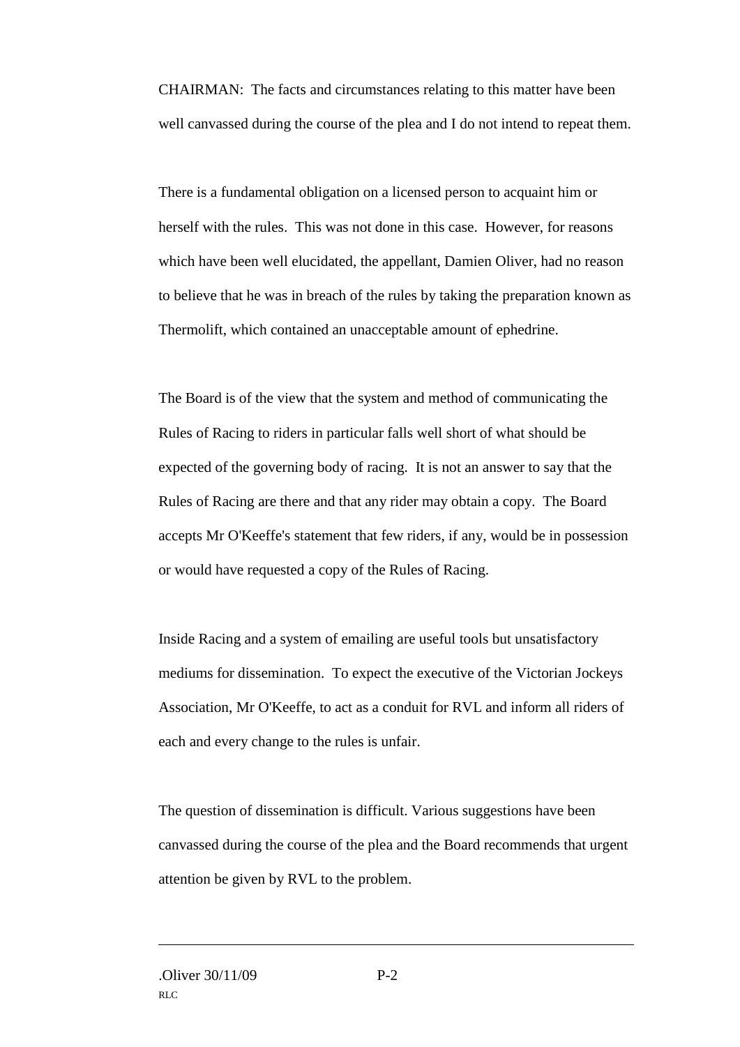CHAIRMAN: The facts and circumstances relating to this matter have been well canvassed during the course of the plea and I do not intend to repeat them.

There is a fundamental obligation on a licensed person to acquaint him or herself with the rules. This was not done in this case. However, for reasons which have been well elucidated, the appellant, Damien Oliver, had no reason to believe that he was in breach of the rules by taking the preparation known as Thermolift, which contained an unacceptable amount of ephedrine.

The Board is of the view that the system and method of communicating the Rules of Racing to riders in particular falls well short of what should be expected of the governing body of racing. It is not an answer to say that the Rules of Racing are there and that any rider may obtain a copy. The Board accepts Mr O'Keeffe's statement that few riders, if any, would be in possession or would have requested a copy of the Rules of Racing.

Inside Racing and a system of emailing are useful tools but unsatisfactory mediums for dissemination. To expect the executive of the Victorian Jockeys Association, Mr O'Keeffe, to act as a conduit for RVL and inform all riders of each and every change to the rules is unfair.

The question of dissemination is difficult. Various suggestions have been canvassed during the course of the plea and the Board recommends that urgent attention be given by RVL to the problem.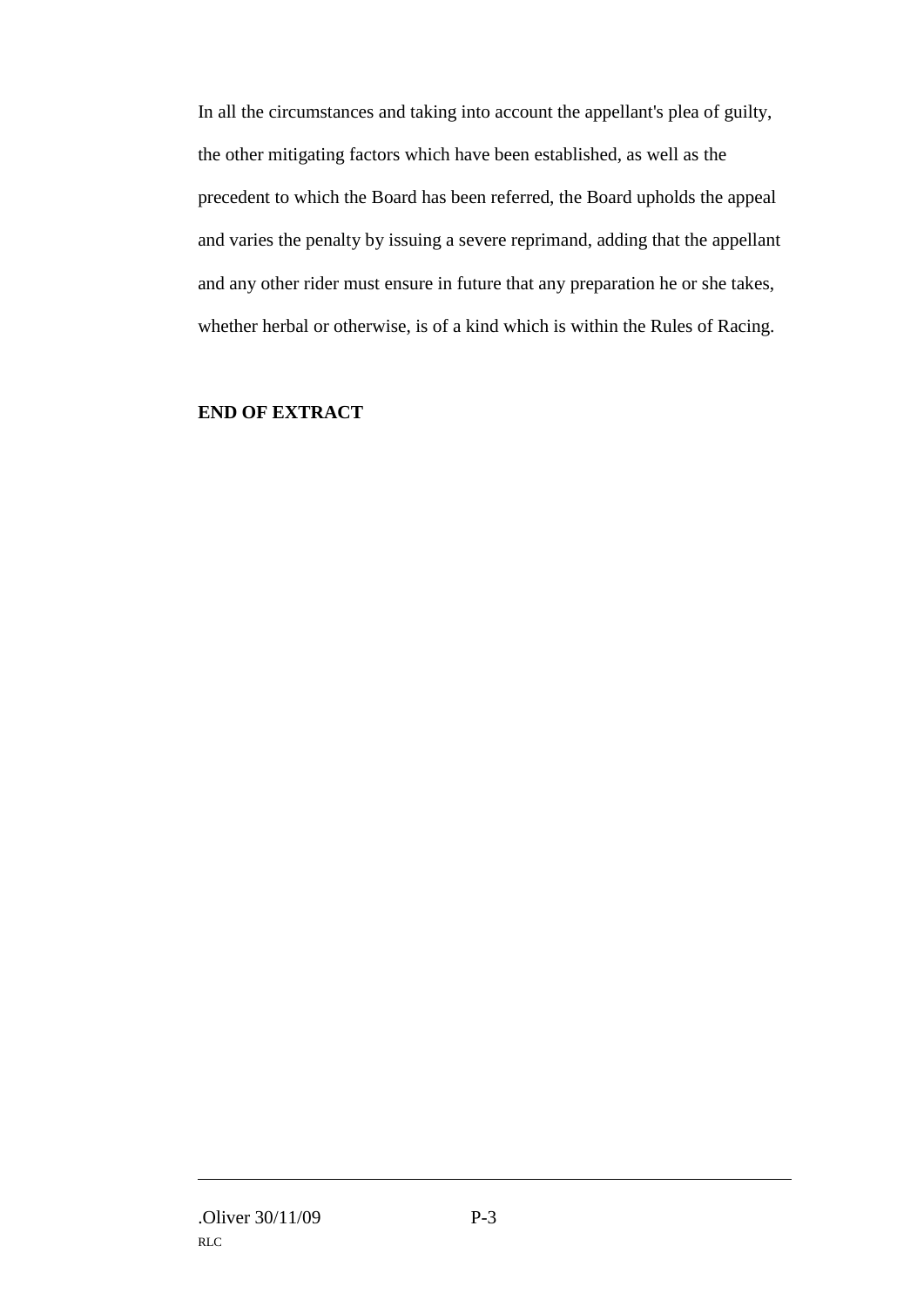In all the circumstances and taking into account the appellant's plea of guilty, the other mitigating factors which have been established, as well as the precedent to which the Board has been referred, the Board upholds the appeal and varies the penalty by issuing a severe reprimand, adding that the appellant and any other rider must ensure in future that any preparation he or she takes, whether herbal or otherwise, is of a kind which is within the Rules of Racing.

**END OF EXTRACT**